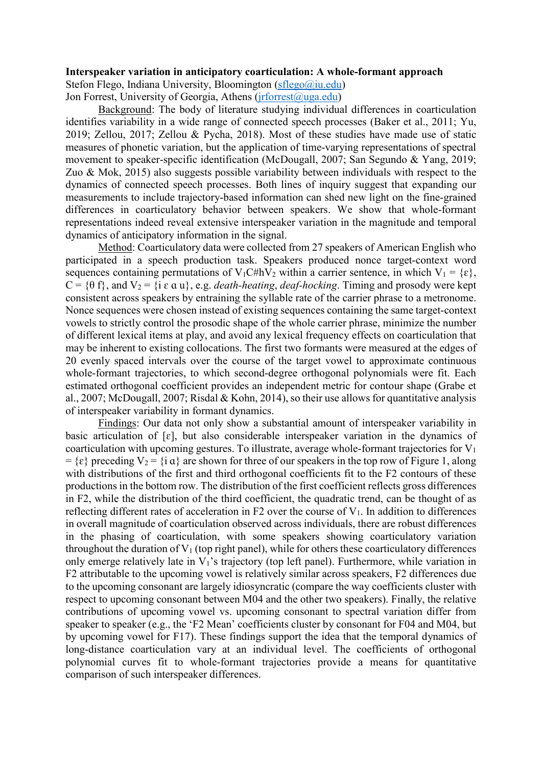**Interspeaker variation in anticipatory coarticulation: A whole-formant approach**

Stefon Flego, Indiana University, Bloomington (sflego@iu.edu)
Jon Forrest, University of Georgia, Athens (jrforrest@uga.edu)

Background: The body of literature studying individual differences in coarticulation identifies variability in a wide range of connected speech processes (Baker et al., 2011; Yu, 2019; Zellou, 2017; Zellou & Pycha, 2018). Most of these studies have made use of static measures of phonetic variation, but the application of time-varying representations of spectral movement to speaker-specific identification (McDougall, 2007; San Segundo & Yang, 2019; Zuo & Mok, 2015) also suggests possible variability between individuals with respect to the dynamics of connected speech processes. Both lines of inquiry suggest that expanding our measurements to include trajectory-based information can shed new light on the fine-grained differences in coarticulatory behavior between speakers. We show that whole-formant representations indeed reveal extensive interspeaker variation in the magnitude and temporal dynamics of anticipatory information in the signal.

Method: Coarticulatory data were collected from 27 speakers of American English who participated in a speech production task. Speakers produced nonce target-context word sequences containing permutations of $V_1C\#hV_2$ within a carrier sentence, in which $V_1 = \{ɛ\}$, $C = \{θ\ f\}$, and $V_2 = \{i\ ɛ\ ɑ\ u\}$, e.g. *death-heating*, *deaf-hocking*. Timing and prosody were kept consistent across speakers by entraining the syllable rate of the carrier phrase to a metronome. Nonce sequences were chosen instead of existing sequences containing the same target-context vowels to strictly control the prosodic shape of the whole carrier phrase, minimize the number of different lexical items at play, and avoid any lexical frequency effects on coarticulation that may be inherent to existing collocations. The first two formants were measured at the edges of 20 evenly spaced intervals over the course of the target vowel to approximate continuous whole-formant trajectories, to which second-degree orthogonal polynomials were fit. Each estimated orthogonal coefficient provides an independent metric for contour shape (Grabe et al., 2007; McDougall, 2007; Risdal & Kohn, 2014), so their use allows for quantitative analysis of interspeaker variability in formant dynamics.

Findings: Our data not only show a substantial amount of interspeaker variability in basic articulation of [ɛ], but also considerable interspeaker variation in the dynamics of coarticulation with upcoming gestures. To illustrate, average whole-formant trajectories for $V_1 = \{ɛ\}$ preceding $V_2 = \{i\ ɑ\}$ are shown for three of our speakers in the top row of Figure 1, along with distributions of the first and third orthogonal coefficients fit to the F2 contours of these productions in the bottom row. The distribution of the first coefficient reflects gross differences in F2, while the distribution of the third coefficient, the quadratic trend, can be thought of as reflecting different rates of acceleration in F2 over the course of $V_1$. In addition to differences in overall magnitude of coarticulation observed across individuals, there are robust differences in the phasing of coarticulation, with some speakers showing coarticulatory variation throughout the duration of $V_1$ (top right panel), while for others these coarticulatory differences only emerge relatively late in $V_1$'s trajectory (top left panel). Furthermore, while variation in F2 attributable to the upcoming vowel is relatively similar across speakers, F2 differences due to the upcoming consonant are largely idiosyncratic (compare the way coefficients cluster with respect to upcoming consonant between M04 and the other two speakers). Finally, the relative contributions of upcoming vowel vs. upcoming consonant to spectral variation differ from speaker to speaker (e.g., the 'F2 Mean' coefficients cluster by consonant for F04 and M04, but by upcoming vowel for F17). These findings support the idea that the temporal dynamics of long-distance coarticulation vary at an individual level. The coefficients of orthogonal polynomial curves fit to whole-formant trajectories provide a means for quantitative comparison of such interspeaker differences.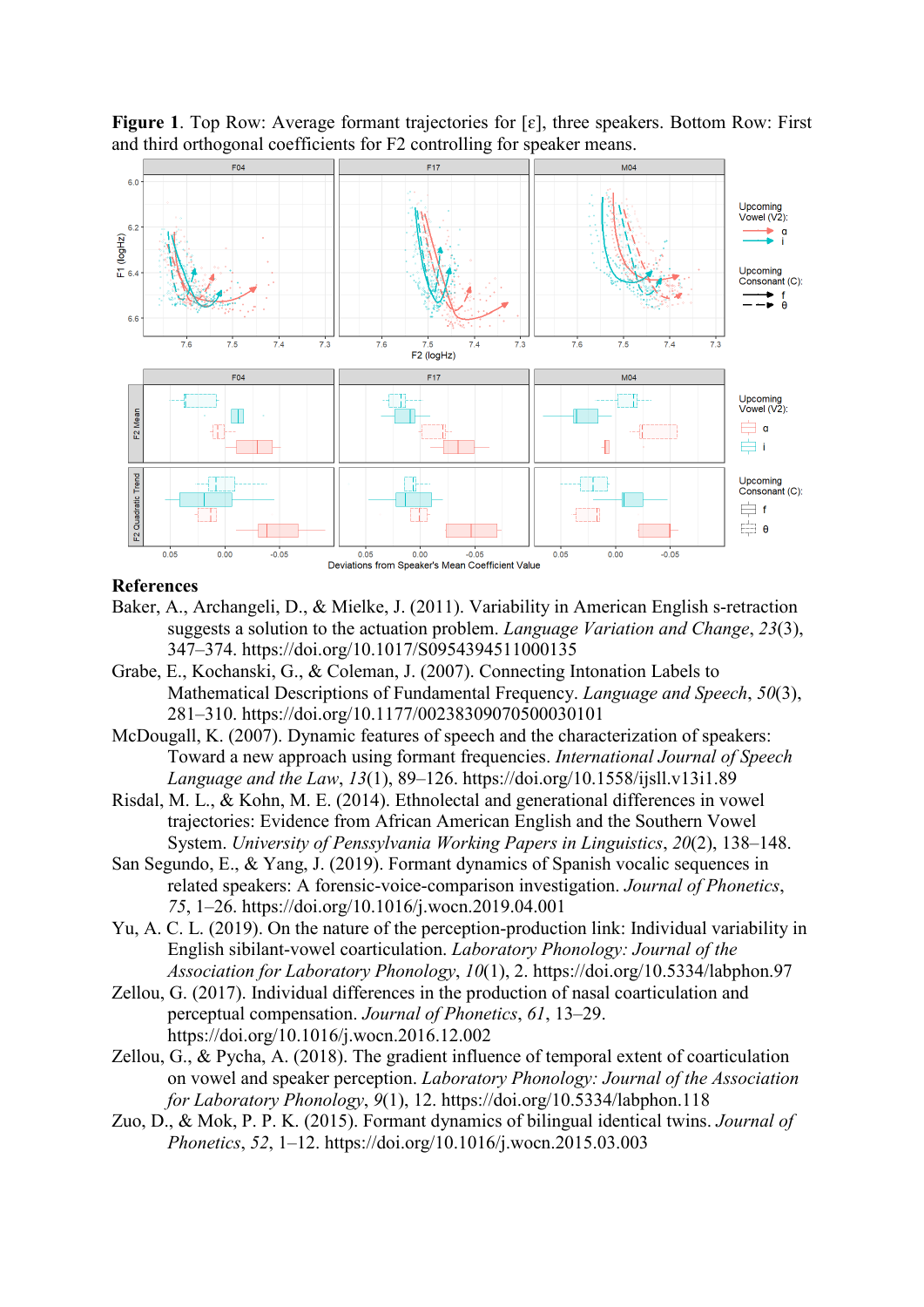**Figure 1**. Top Row: Average formant trajectories for [ɛ], three speakers. Bottom Row: First and third orthogonal coefficients for F2 controlling for speaker means.

F04
F17
M04

6.0
6.2
6.4
6.6

F1 (logHz)

7.6
7.5
7.4
7.3

F2 (logHz)

Upcoming Vowel (V2):
ɑ
i

Upcoming Consonant (C):
f
θ

F2 Mean

F2 Quadratic Trend

0.05
0.00
-0.05

Deviations from Speaker's Mean Coefficient Value

## References

Baker, A., Archangeli, D., & Mielke, J. (2011). Variability in American English s-retraction suggests a solution to the actuation problem. *Language Variation and Change*, *23*(3), 347–374. https://doi.org/10.1017/S0954394511000135

Grabe, E., Kochanski, G., & Coleman, J. (2007). Connecting Intonation Labels to Mathematical Descriptions of Fundamental Frequency. *Language and Speech*, *50*(3), 281–310. https://doi.org/10.1177/00238309070500030101

McDougall, K. (2007). Dynamic features of speech and the characterization of speakers: Toward a new approach using formant frequencies. *International Journal of Speech Language and the Law*, *13*(1), 89–126. https://doi.org/10.1558/ijsll.v13i1.89

Risdal, M. L., & Kohn, M. E. (2014). Ethnolectal and generational differences in vowel trajectories: Evidence from African American English and the Southern Vowel System. *University of Penssylvania Working Papers in Linguistics*, *20*(2), 138–148.

San Segundo, E., & Yang, J. (2019). Formant dynamics of Spanish vocalic sequences in related speakers: A forensic-voice-comparison investigation. *Journal of Phonetics*, *75*, 1–26. https://doi.org/10.1016/j.wocn.2019.04.001

Yu, A. C. L. (2019). On the nature of the perception-production link: Individual variability in English sibilant-vowel coarticulation. *Laboratory Phonology: Journal of the Association for Laboratory Phonology*, *10*(1), 2. https://doi.org/10.5334/labphon.97

Zellou, G. (2017). Individual differences in the production of nasal coarticulation and perceptual compensation. *Journal of Phonetics*, *61*, 13–29. https://doi.org/10.1016/j.wocn.2016.12.002

Zellou, G., & Pycha, A. (2018). The gradient influence of temporal extent of coarticulation on vowel and speaker perception. *Laboratory Phonology: Journal of the Association for Laboratory Phonology*, *9*(1), 12. https://doi.org/10.5334/labphon.118

Zuo, D., & Mok, P. P. K. (2015). Formant dynamics of bilingual identical twins. *Journal of Phonetics*, *52*, 1–12. https://doi.org/10.1016/j.wocn.2015.03.003